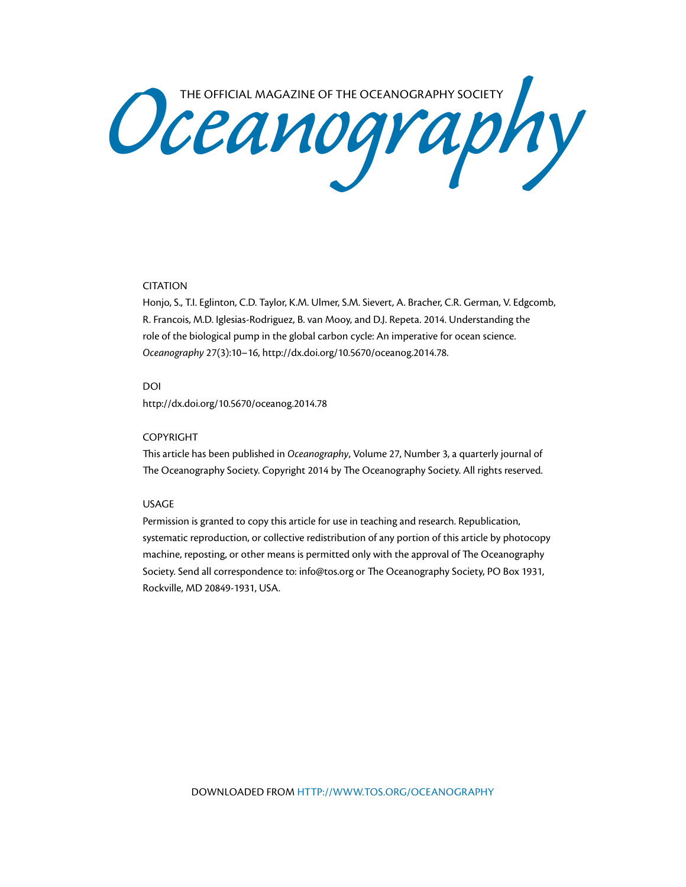# Oceanography

THE OFFICIAL MAGAZINE OF THE OCEANOGRAPHY SOCIETY

## CITATION

Honjo, S., T.I. Eglinton, C.D. Taylor, K.M. Ulmer, S.M. Sievert, A. Bracher, C.R. German, V. Edgcomb, R. Francois, M.D. Iglesias-Rodriguez, B. van Mooy, and D.J. Repeta. 2014. Understanding the role of the biological pump in the global carbon cycle: An imperative for ocean science. *Oceanography* 27(3):10–16, http://dx.doi.org/10.5670/oceanog.2014.78.

## DOI

http://dx.doi.org/10.5670/oceanog.2014.78

## COPYRIGHT

This article has been published in *Oceanography*, Volume 27, Number 3, a quarterly journal of The Oceanography Society. Copyright 2014 by The Oceanography Society. All rights reserved.

## USAGE

Permission is granted to copy this article for use in teaching and research. Republication, systematic reproduction, or collective redistribution of any portion of this article by photocopy machine, reposting, or other means is permitted only with the approval of The Oceanography Society. Send all correspondence to: info@tos.org or The Oceanography Society, PO Box 1931, Rockville, MD 20849-1931, USA.

DOWNLOADED FROM HTTP://WWW.TOS.ORG/OCEANOGRAPHY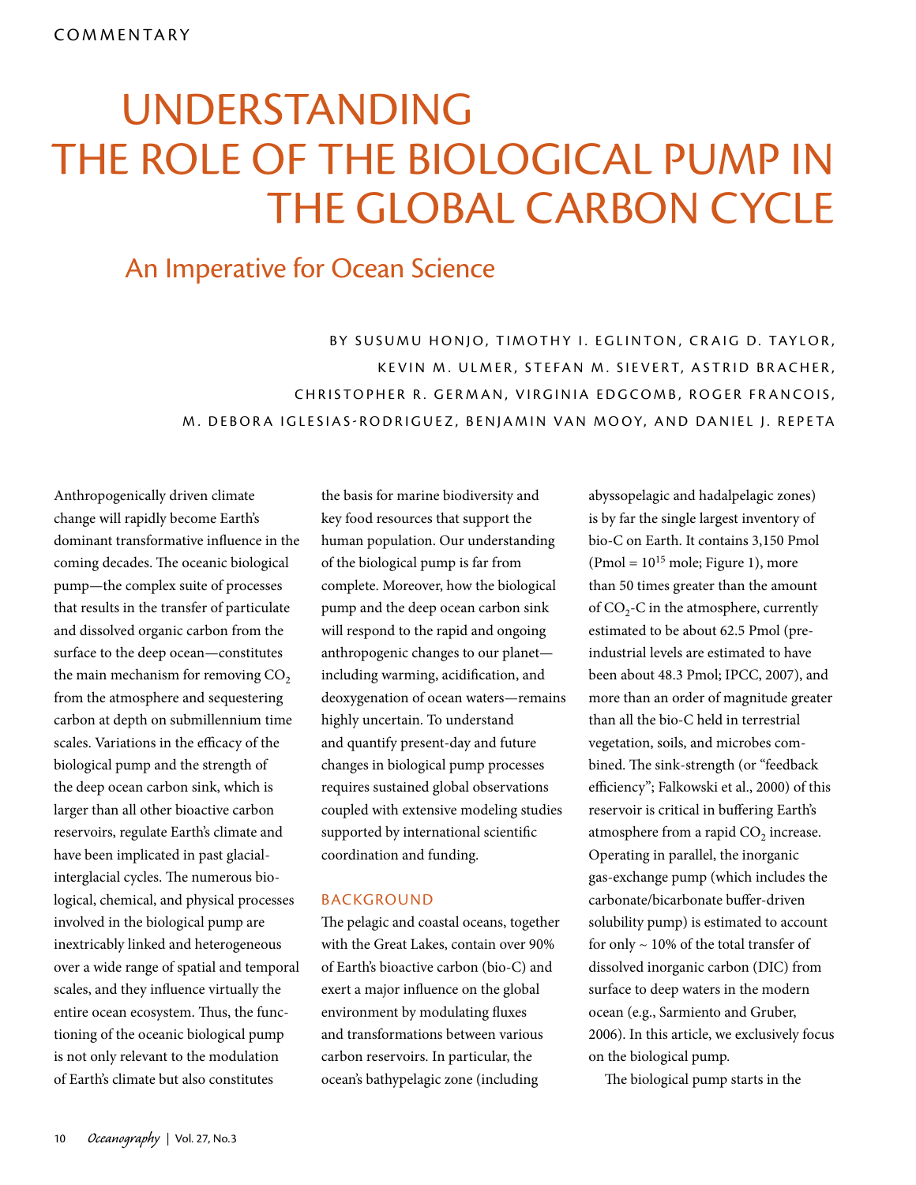COMMENTARY

# UNDERSTANDING THE ROLE OF THE BIOLOGICAL PUMP IN THE GLOBAL CARBON CYCLE

## An Imperative for Ocean Science

BY SUSUMU HONJO, TIMOTHY I. EGLINTON, CRAIG D. TAYLOR, KEVIN M. ULMER, STEFAN M. SIEVERT, ASTRID BRACHER, CHRISTOPHER R. GERMAN, VIRGINIA EDGCOMB, ROGER FRANCOIS, M. DEBORA IGLESIAS-RODRIGUEZ, BENJAMIN VAN MOOY, AND DANIEL J. REPETA

Anthropogenically driven climate change will rapidly become Earth's dominant transformative influence in the coming decades. The oceanic biological pump—the complex suite of processes that results in the transfer of particulate and dissolved organic carbon from the surface to the deep ocean—constitutes the main mechanism for removing $CO_2$ from the atmosphere and sequestering carbon at depth on submillennium time scales. Variations in the efficacy of the biological pump and the strength of the deep ocean carbon sink, which is larger than all other bioactive carbon reservoirs, regulate Earth's climate and have been implicated in past glacial-interglacial cycles. The numerous biological, chemical, and physical processes involved in the biological pump are inextricably linked and heterogeneous over a wide range of spatial and temporal scales, and they influence virtually the entire ocean ecosystem. Thus, the functioning of the oceanic biological pump is not only relevant to the modulation of Earth's climate but also constitutes the basis for marine biodiversity and key food resources that support the human population. Our understanding of the biological pump is far from complete. Moreover, how the biological pump and the deep ocean carbon sink will respond to the rapid and ongoing anthropogenic changes to our planet—including warming, acidification, and deoxygenation of ocean waters—remains highly uncertain. To understand and quantify present-day and future changes in biological pump processes requires sustained global observations coupled with extensive modeling studies supported by international scientific coordination and funding.

### BACKGROUND

The pelagic and coastal oceans, together with the Great Lakes, contain over 90% of Earth's bioactive carbon (bio-C) and exert a major influence on the global environment by modulating fluxes and transformations between various carbon reservoirs. In particular, the ocean's bathypelagic zone (including abyssopelagic and hadalpelagic zones) is by far the single largest inventory of bio-C on Earth. It contains 3,150 Pmol (Pmol = $10^{15}$ mole; Figure 1), more than 50 times greater than the amount of $CO_2$-C in the atmosphere, currently estimated to be about 62.5 Pmol (pre-industrial levels are estimated to have been about 48.3 Pmol; IPCC, 2007), and more than an order of magnitude greater than all the bio-C held in terrestrial vegetation, soils, and microbes combined. The sink-strength (or "feedback efficiency"; Falkowski et al., 2000) of this reservoir is critical in buffering Earth's atmosphere from a rapid $CO_2$ increase. Operating in parallel, the inorganic gas-exchange pump (which includes the carbonate/bicarbonate buffer-driven solubility pump) is estimated to account for only ~ 10% of the total transfer of dissolved inorganic carbon (DIC) from surface to deep waters in the modern ocean (e.g., Sarmiento and Gruber, 2006). In this article, we exclusively focus on the biological pump.

The biological pump starts in the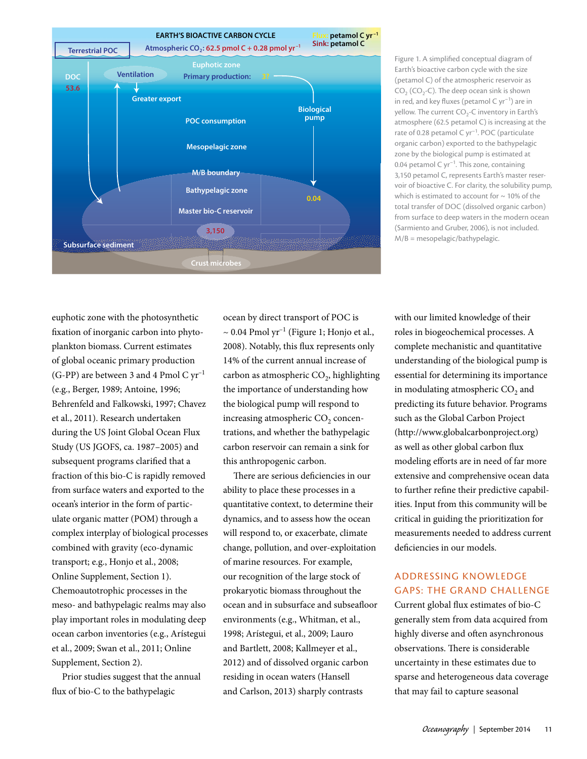Figure 1. A simplified conceptual diagram of Earth's bioactive carbon cycle with the size (petamol C) of the atmospheric reservoir as $CO_2$ ($CO_2$-C). The deep ocean sink is shown in red, and key fluxes (petamol C $yr^{-1}$) are in yellow. The current $CO_2$-C inventory in Earth's atmosphere (62.5 petamol C) is increasing at the rate of 0.28 petamol C $yr^{-1}$. POC (particulate organic carbon) exported to the bathypelagic zone by the biological pump is estimated at 0.04 petamol C $yr^{-1}$. This zone, containing 3,150 petamol C, represents Earth's master reservoir of bioactive C. For clarity, the solubility pump, which is estimated to account for ~ 10% of the total transfer of DOC (dissolved organic carbon) from surface to deep waters in the modern ocean (Sarmiento and Gruber, 2006), is not included. M/B = mesopelagic/bathypelagic.

euphotic zone with the photosynthetic fixation of inorganic carbon into phytoplankton biomass. Current estimates of global oceanic primary production (G-PP) are between 3 and 4 Pmol C $yr^{-1}$ (e.g., Berger, 1989; Antoine, 1996; Behrenfeld and Falkowski, 1997; Chavez et al., 2011). Research undertaken during the US Joint Global Ocean Flux Study (US JGOFS, ca. 1987–2005) and subsequent programs clarified that a fraction of this bio-C is rapidly removed from surface waters and exported to the ocean's interior in the form of particulate organic matter (POM) through a complex interplay of biological processes combined with gravity (eco-dynamic transport; e.g., Honjo et al., 2008; Online Supplement, Section 1). Chemoautotrophic processes in the meso- and bathypelagic realms may also play important roles in modulating deep ocean carbon inventories (e.g., Arístegui et al., 2009; Swan et al., 2011; Online Supplement, Section 2).

Prior studies suggest that the annual flux of bio-C to the bathypelagic ocean by direct transport of POC is ~ 0.04 Pmol $yr^{-1}$ (Figure 1; Honjo et al., 2008). Notably, this flux represents only 14% of the current annual increase of carbon as atmospheric $CO_2$, highlighting the importance of understanding how the biological pump will respond to increasing atmospheric $CO_2$ concentrations, and whether the bathypelagic carbon reservoir can remain a sink for this anthropogenic carbon.

There are serious deficiencies in our ability to place these processes in a quantitative context, to determine their dynamics, and to assess how the ocean will respond to, or exacerbate, climate change, pollution, and over-exploitation of marine resources. For example, our recognition of the large stock of prokaryotic biomass throughout the ocean and in subsurface and subseafloor environments (e.g., Whitman, et al., 1998; Arístegui, et al., 2009; Lauro and Bartlett, 2008; Kallmeyer et al., 2012) and of dissolved organic carbon residing in ocean waters (Hansell and Carlson, 2013) sharply contrasts with our limited knowledge of their roles in biogeochemical processes. A complete mechanistic and quantitative understanding of the biological pump is essential for determining its importance in modulating atmospheric $CO_2$ and predicting its future behavior. Programs such as the Global Carbon Project (http://www.globalcarbonproject.org) as well as other global carbon flux modeling efforts are in need of far more extensive and comprehensive ocean data to further refine their predictive capabilities. Input from this community will be critical in guiding the prioritization for measurements needed to address current deficiencies in our models.

## ADDRESSING KNOWLEDGE GAPS: THE GRAND CHALLENGE

Current global flux estimates of bio-C generally stem from data acquired from highly diverse and often asynchronous observations. There is considerable uncertainty in these estimates due to sparse and heterogeneous data coverage that may fail to capture seasonal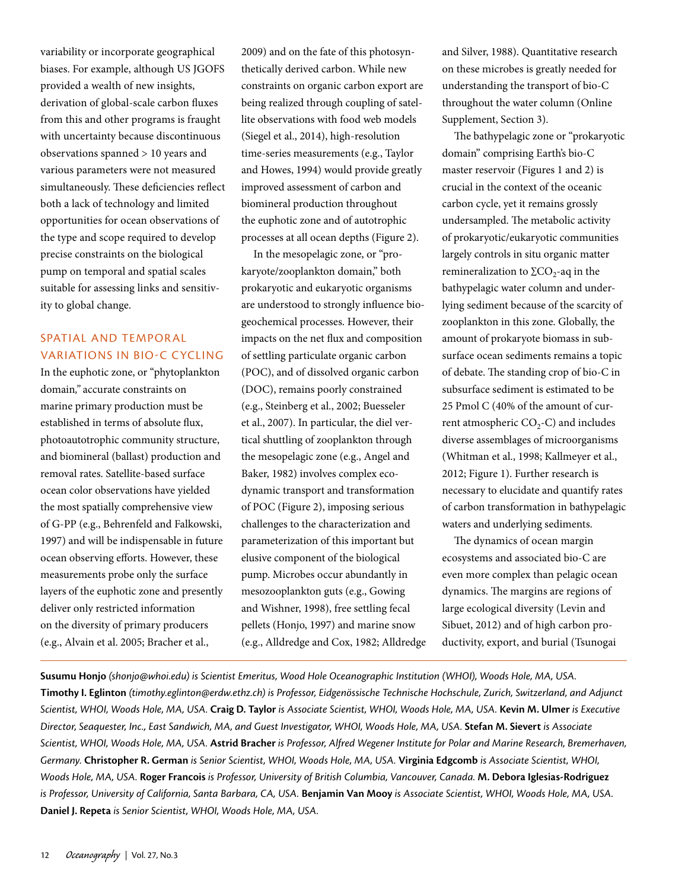variability or incorporate geographical biases. For example, although US JGOFS provided a wealth of new insights, derivation of global-scale carbon fluxes from this and other programs is fraught with uncertainty because discontinuous observations spanned > 10 years and various parameters were not measured simultaneously. These deficiencies reflect both a lack of technology and limited opportunities for ocean observations of the type and scope required to develop precise constraints on the biological pump on temporal and spatial scales suitable for assessing links and sensitivity to global change.

## SPATIAL AND TEMPORAL VARIATIONS IN BIO-C CYCLING

In the euphotic zone, or "phytoplankton domain," accurate constraints on marine primary production must be established in terms of absolute flux, photoautotrophic community structure, and biomineral (ballast) production and removal rates. Satellite-based surface ocean color observations have yielded the most spatially comprehensive view of G-PP (e.g., Behrenfeld and Falkowski, 1997) and will be indispensable in future ocean observing efforts. However, these measurements probe only the surface layers of the euphotic zone and presently deliver only restricted information on the diversity of primary producers (e.g., Alvain et al. 2005; Bracher et al., 2009) and on the fate of this photosynthetically derived carbon. While new constraints on organic carbon export are being realized through coupling of satellite observations with food web models (Siegel et al., 2014), high-resolution time-series measurements (e.g., Taylor and Howes, 1994) would provide greatly improved assessment of carbon and biomineral production throughout the euphotic zone and of autotrophic processes at all ocean depths (Figure 2).

In the mesopelagic zone, or "prokaryote/zooplankton domain," both prokaryotic and eukaryotic organisms are understood to strongly influence biogeochemical processes. However, their impacts on the net flux and composition of settling particulate organic carbon (POC), and of dissolved organic carbon (DOC), remains poorly constrained (e.g., Steinberg et al., 2002; Buesseler et al., 2007). In particular, the diel vertical shuttling of zooplankton through the mesopelagic zone (e.g., Angel and Baker, 1982) involves complex ecodynamic transport and transformation of POC (Figure 2), imposing serious challenges to the characterization and parameterization of this important but elusive component of the biological pump. Microbes occur abundantly in mesozooplankton guts (e.g., Gowing and Wishner, 1998), free settling fecal pellets (Honjo, 1997) and marine snow (e.g., Alldredge and Cox, 1982; Alldredge and Silver, 1988). Quantitative research on these microbes is greatly needed for understanding the transport of bio-C throughout the water column (Online Supplement, Section 3).

The bathypelagic zone or "prokaryotic domain" comprising Earth's bio-C master reservoir (Figures 1 and 2) is crucial in the context of the oceanic carbon cycle, yet it remains grossly undersampled. The metabolic activity of prokaryotic/eukaryotic communities largely controls in situ organic matter remineralization to $\Sigma CO_2$-aq in the bathypelagic water column and underlying sediment because of the scarcity of zooplankton in this zone. Globally, the amount of prokaryote biomass in subsurface ocean sediments remains a topic of debate. The standing crop of bio-C in subsurface sediment is estimated to be 25 Pmol C (40% of the amount of current atmospheric $CO_2$-C) and includes diverse assemblages of microorganisms (Whitman et al., 1998; Kallmeyer et al., 2012; Figure 1). Further research is necessary to elucidate and quantify rates of carbon transformation in bathypelagic waters and underlying sediments.

The dynamics of ocean margin ecosystems and associated bio-C are even more complex than pelagic ocean dynamics. The margins are regions of large ecological diversity (Levin and Sibuet, 2012) and of high carbon productivity, export, and burial (Tsunogai

---

***Susumu Honjo** (shonjo@whoi.edu) is Scientist Emeritus, Wood Hole Oceanographic Institution (WHOI), Woods Hole, MA, USA.* ***Timothy I. Eglinton** (timothy.eglinton@erdw.ethz.ch) is Professor, Eidgenössische Technische Hochschule, Zurich, Switzerland, and Adjunct Scientist, WHOI, Woods Hole, MA, USA.* ***Craig D. Taylor** is Associate Scientist, WHOI, Woods Hole, MA, USA.* ***Kevin M. Ulmer** is Executive Director, Seaquester, Inc., East Sandwich, MA, and Guest Investigator, WHOI, Woods Hole, MA, USA.* ***Stefan M. Sievert** is Associate Scientist, WHOI, Woods Hole, MA, USA.* ***Astrid Bracher** is Professor, Alfred Wegener Institute for Polar and Marine Research, Bremerhaven, Germany.* ***Christopher R. German** is Senior Scientist, WHOI, Woods Hole, MA, USA.* ***Virginia Edgcomb** is Associate Scientist, WHOI, Woods Hole, MA, USA.* ***Roger Francois** is Professor, University of British Columbia, Vancouver, Canada.* ***M. Debora Iglesias-Rodriguez** is Professor, University of California, Santa Barbara, CA, USA.* ***Benjamin Van Mooy** is Associate Scientist, WHOI, Woods Hole, MA, USA.* ***Daniel J. Repeta** is Senior Scientist, WHOI, Woods Hole, MA, USA.*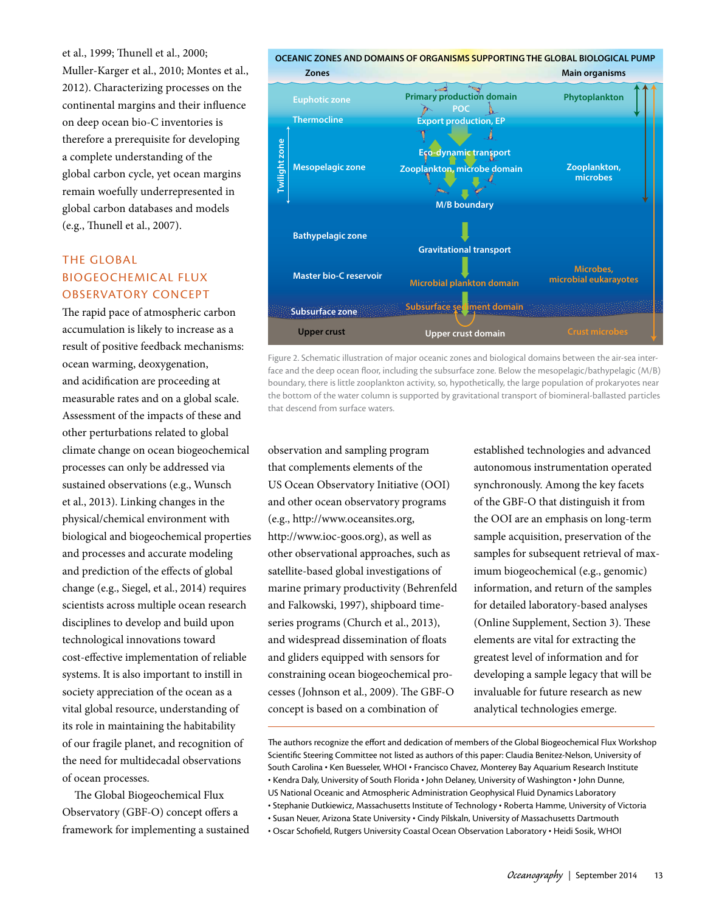et al., 1999; Thunell et al., 2000; Muller-Karger et al., 2010; Montes et al., 2012). Characterizing processes on the continental margins and their influence on deep ocean bio-C inventories is therefore a prerequisite for developing a complete understanding of the global carbon cycle, yet ocean margins remain woefully underrepresented in global carbon databases and models (e.g., Thunell et al., 2007).

## THE GLOBAL BIOGEOCHEMICAL FLUX OBSERVATORY CONCEPT

The rapid pace of atmospheric carbon accumulation is likely to increase as a result of positive feedback mechanisms: ocean warming, deoxygenation, and acidification are proceeding at measurable rates and on a global scale. Assessment of the impacts of these and other perturbations related to global climate change on ocean biogeochemical processes can only be addressed via sustained observations (e.g., Wunsch et al., 2013). Linking changes in the physical/chemical environment with biological and biogeochemical properties and processes and accurate modeling and prediction of the effects of global change (e.g., Siegel, et al., 2014) requires scientists across multiple ocean research disciplines to develop and build upon technological innovations toward cost-effective implementation of reliable systems. It is also important to instill in society appreciation of the ocean as a vital global resource, understanding of its role in maintaining the habitability of our fragile planet, and recognition of the need for multidecadal observations of ocean processes.

The Global Biogeochemical Flux Observatory (GBF-O) concept offers a framework for implementing a sustained observation and sampling program that complements elements of the US Ocean Observatory Initiative (OOI) and other ocean observatory programs (e.g., http://www.oceansites.org, http://www.ioc-goos.org), as well as other observational approaches, such as satellite-based global investigations of marine primary productivity (Behrenfeld and Falkowski, 1997), shipboard time-series programs (Church et al., 2013), and widespread dissemination of floats and gliders equipped with sensors for constraining ocean biogeochemical processes (Johnson et al., 2009). The GBF-O concept is based on a combination of established technologies and advanced autonomous instrumentation operated synchronously. Among the key facets of the GBF-O that distinguish it from the OOI are an emphasis on long-term sample acquisition, preservation of the samples for subsequent retrieval of maximum biogeochemical (e.g., genomic) information, and return of the samples for detailed laboratory-based analyses (Online Supplement, Section 3). These elements are vital for extracting the greatest level of information and for developing a sample legacy that will be invaluable for future research as new analytical technologies emerge.

Figure 2. Schematic illustration of major oceanic zones and biological domains between the air-sea interface and the deep ocean floor, including the subsurface zone. Below the mesopelagic/bathypelagic (M/B) boundary, there is little zooplankton activity, so, hypothetically, the large population of prokaryotes near the bottom of the water column is supported by gravitational transport of biomineral-ballasted particles that descend from surface waters.

The authors recognize the effort and dedication of members of the Global Biogeochemical Flux Workshop Scientific Steering Committee not listed as authors of this paper: Claudia Benitez-Nelson, University of South Carolina • Ken Buesseler, WHOI • Francisco Chavez, Monterey Bay Aquarium Research Institute • Kendra Daly, University of South Florida • John Delaney, University of Washington • John Dunne, US National Oceanic and Atmospheric Administration Geophysical Fluid Dynamics Laboratory • Stephanie Dutkiewicz, Massachusetts Institute of Technology • Roberta Hamme, University of Victoria • Susan Neuer, Arizona State University • Cindy Pilskaln, University of Massachusetts Dartmouth • Oscar Schofield, Rutgers University Coastal Ocean Observation Laboratory • Heidi Sosik, WHOI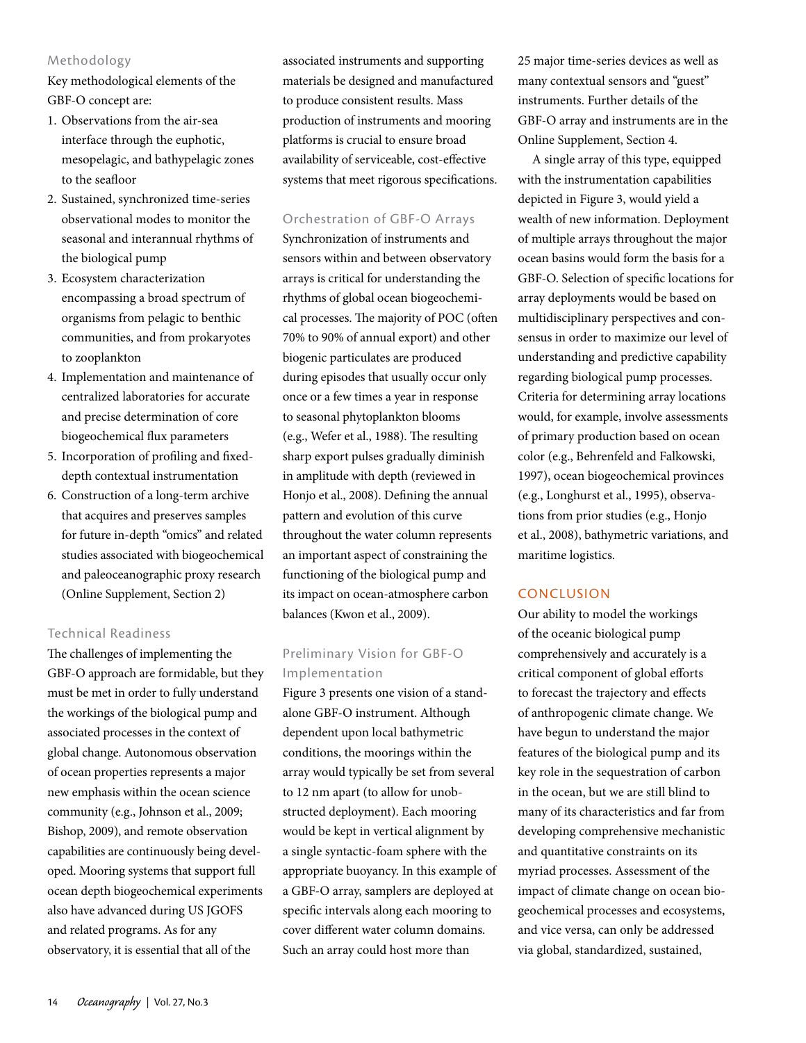### Methodology

Key methodological elements of the GBF-O concept are:

1. Observations from the air-sea interface through the euphotic, mesopelagic, and bathypelagic zones to the seafloor
2. Sustained, synchronized time-series observational modes to monitor the seasonal and interannual rhythms of the biological pump
3. Ecosystem characterization encompassing a broad spectrum of organisms from pelagic to benthic communities, and from prokaryotes to zooplankton
4. Implementation and maintenance of centralized laboratories for accurate and precise determination of core biogeochemical flux parameters
5. Incorporation of profiling and fixed-depth contextual instrumentation
6. Construction of a long-term archive that acquires and preserves samples for future in-depth "omics" and related studies associated with biogeochemical and paleoceanographic proxy research (Online Supplement, Section 2)

### Technical Readiness

The challenges of implementing the GBF-O approach are formidable, but they must be met in order to fully understand the workings of the biological pump and associated processes in the context of global change. Autonomous observation of ocean properties represents a major new emphasis within the ocean science community (e.g., Johnson et al., 2009; Bishop, 2009), and remote observation capabilities are continuously being developed. Mooring systems that support full ocean depth biogeochemical experiments also have advanced during US JGOFS and related programs. As for any observatory, it is essential that all of the associated instruments and supporting materials be designed and manufactured to produce consistent results. Mass production of instruments and mooring platforms is crucial to ensure broad availability of serviceable, cost-effective systems that meet rigorous specifications.

### Orchestration of GBF-O Arrays

Synchronization of instruments and sensors within and between observatory arrays is critical for understanding the rhythms of global ocean biogeochemical processes. The majority of POC (often 70% to 90% of annual export) and other biogenic particulates are produced during episodes that usually occur only once or a few times a year in response to seasonal phytoplankton blooms (e.g., Wefer et al., 1988). The resulting sharp export pulses gradually diminish in amplitude with depth (reviewed in Honjo et al., 2008). Defining the annual pattern and evolution of this curve throughout the water column represents an important aspect of constraining the functioning of the biological pump and its impact on ocean-atmosphere carbon balances (Kwon et al., 2009).

### Preliminary Vision for GBF-O Implementation

Figure 3 presents one vision of a stand-alone GBF-O instrument. Although dependent upon local bathymetric conditions, the moorings within the array would typically be set from several to 12 nm apart (to allow for unobstructed deployment). Each mooring would be kept in vertical alignment by a single syntactic-foam sphere with the appropriate buoyancy. In this example of a GBF-O array, samplers are deployed at specific intervals along each mooring to cover different water column domains. Such an array could host more than 25 major time-series devices as well as many contextual sensors and "guest" instruments. Further details of the GBF-O array and instruments are in the Online Supplement, Section 4.

A single array of this type, equipped with the instrumentation capabilities depicted in Figure 3, would yield a wealth of new information. Deployment of multiple arrays throughout the major ocean basins would form the basis for a GBF-O. Selection of specific locations for array deployments would be based on multidisciplinary perspectives and consensus in order to maximize our level of understanding and predictive capability regarding biological pump processes. Criteria for determining array locations would, for example, involve assessments of primary production based on ocean color (e.g., Behrenfeld and Falkowski, 1997), ocean biogeochemical provinces (e.g., Longhurst et al., 1995), observations from prior studies (e.g., Honjo et al., 2008), bathymetric variations, and maritime logistics.

## CONCLUSION

Our ability to model the workings of the oceanic biological pump comprehensively and accurately is a critical component of global efforts to forecast the trajectory and effects of anthropogenic climate change. We have begun to understand the major features of the biological pump and its key role in the sequestration of carbon in the ocean, but we are still blind to many of its characteristics and far from developing comprehensive mechanistic and quantitative constraints on its myriad processes. Assessment of the impact of climate change on ocean biogeochemical processes and ecosystems, and vice versa, can only be addressed via global, standardized, sustained,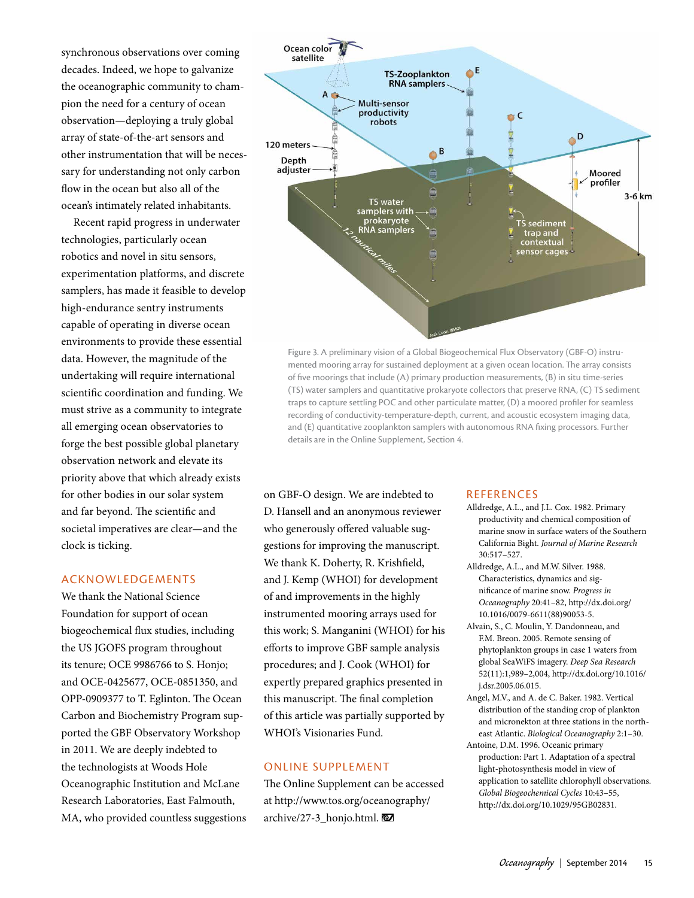synchronous observations over coming decades. Indeed, we hope to galvanize the oceanographic community to champion the need for a century of ocean observation—deploying a truly global array of state-of-the-art sensors and other instrumentation that will be necessary for understanding not only carbon flow in the ocean but also all of the ocean's intimately related inhabitants.

Recent rapid progress in underwater technologies, particularly ocean robotics and novel in situ sensors, experimentation platforms, and discrete samplers, has made it feasible to develop high-endurance sentry instruments capable of operating in diverse ocean environments to provide these essential data. However, the magnitude of the undertaking will require international scientific coordination and funding. We must strive as a community to integrate all emerging ocean observatories to forge the best possible global planetary observation network and elevate its priority above that which already exists for other bodies in our solar system and far beyond. The scientific and societal imperatives are clear—and the clock is ticking.

Figure 3. A preliminary vision of a Global Biogeochemical Flux Observatory (GBF-O) instrumented mooring array for sustained deployment at a given ocean location. The array consists of five moorings that include (A) primary production measurements, (B) in situ time-series (TS) water samplers and quantitative prokaryote collectors that preserve RNA, (C) TS sediment traps to capture settling POC and other particulate matter, (D) a moored profiler for seamless recording of conductivity-temperature-depth, current, and acoustic ecosystem imaging data, and (E) quantitative zooplankton samplers with autonomous RNA fixing processors. Further details are in the Online Supplement, Section 4.

## ACKNOWLEDGEMENTS

We thank the National Science Foundation for support of ocean biogeochemical flux studies, including the US JGOFS program throughout its tenure; OCE 9986766 to S. Honjo; and OCE-0425677, OCE-0851350, and OPP-0909377 to T. Eglinton. The Ocean Carbon and Biochemistry Program supported the GBF Observatory Workshop in 2011. We are deeply indebted to the technologists at Woods Hole Oceanographic Institution and McLane Research Laboratories, East Falmouth, MA, who provided countless suggestions on GBF-O design. We are indebted to D. Hansell and an anonymous reviewer who generously offered valuable suggestions for improving the manuscript. We thank K. Doherty, R. Krishfield, and J. Kemp (WHOI) for development of and improvements in the highly instrumented mooring arrays used for this work; S. Manganini (WHOI) for his efforts to improve GBF sample analysis procedures; and J. Cook (WHOI) for expertly prepared graphics presented in this manuscript. The final completion of this article was partially supported by WHOI's Visionaries Fund.

## ONLINE SUPPLEMENT

The Online Supplement can be accessed at http://www.tos.org/oceanography/archive/27-3_honjo.html.

## REFERENCES

Alldredge, A.L., and J.L. Cox. 1982. Primary productivity and chemical composition of marine snow in surface waters of the Southern California Bight. *Journal of Marine Research* 30:517–527.

Alldredge, A.L., and M.W. Silver. 1988. Characteristics, dynamics and significance of marine snow. *Progress in Oceanography* 20:41–82, http://dx.doi.org/10.1016/0079-6611(88)90053-5.

Alvain, S., C. Moulin, Y. Dandonneau, and F.M. Breon. 2005. Remote sensing of phytoplankton groups in case 1 waters from global SeaWiFS imagery. *Deep Sea Research* 52(11):1,989–2,004, http://dx.doi.org/10.1016/j.dsr.2005.06.015.

Angel, M.V., and A. de C. Baker. 1982. Vertical distribution of the standing crop of plankton and micronekton at three stations in the northeast Atlantic. *Biological Oceanography* 2:1–30.

Antoine, D.M. 1996. Oceanic primary production: Part 1. Adaptation of a spectral light-photosynthesis model in view of application to satellite chlorophyll observations. *Global Biogeochemical Cycles* 10:43–55, http://dx.doi.org/10.1029/95GB02831.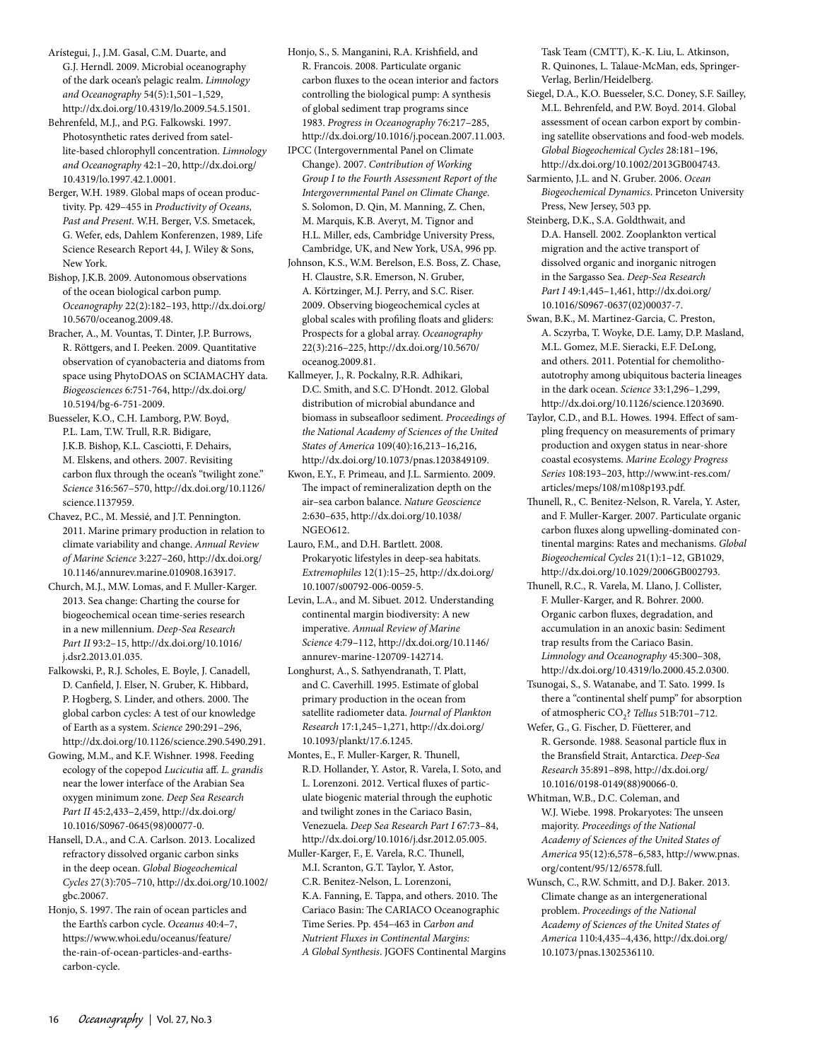Arístegui, J., J.M. Gasal, C.M. Duarte, and G.J. Herndl. 2009. Microbial oceanography of the dark ocean's pelagic realm. *Limnology and Oceanography* 54(5):1,501–1,529, http://dx.doi.org/10.4319/lo.2009.54.5.1501.

Behrenfeld, M.J., and P.G. Falkowski. 1997. Photosynthetic rates derived from satellite-based chlorophyll concentration. *Limnology and Oceanography* 42:1–20, http://dx.doi.org/10.4319/lo.1997.42.1.0001.

Berger, W.H. 1989. Global maps of ocean productivity. Pp. 429–455 in *Productivity of Oceans, Past and Present.* W.H. Berger, V.S. Smetacek, G. Wefer, eds, Dahlem Konferenzen, 1989, Life Science Research Report 44, J. Wiley & Sons, New York.

Bishop, J.K.B. 2009. Autonomous observations of the ocean biological carbon pump. *Oceanography* 22(2):182–193, http://dx.doi.org/10.5670/oceanog.2009.48.

Bracher, A., M. Vountas, T. Dinter, J.P. Burrows, R. Röttgers, and I. Peeken. 2009. Quantitative observation of cyanobacteria and diatoms from space using PhytoDOAS on SCIAMACHY data. *Biogeosciences* 6:751-764, http://dx.doi.org/10.5194/bg-6-751-2009.

Buesseler, K.O., C.H. Lamborg, P.W. Boyd, P.L. Lam, T.W. Trull, R.R. Bidigare, J.K.B. Bishop, K.L. Casciotti, F. Dehairs, M. Elskens, and others. 2007. Revisiting carbon flux through the ocean's "twilight zone." *Science* 316:567–570, http://dx.doi.org/10.1126/science.1137959.

Chavez, P.C., M. Messié, and J.T. Pennington. 2011. Marine primary production in relation to climate variability and change. *Annual Review of Marine Science* 3:227–260, http://dx.doi.org/10.1146/annurev.marine.010908.163917.

Church, M.J., M.W. Lomas, and F. Muller-Karger. 2013. Sea change: Charting the course for biogeochemical ocean time-series research in a new millennium. *Deep-Sea Research Part II* 93:2–15, http://dx.doi.org/10.1016/j.dsr2.2013.01.035.

Falkowski, P., R.J. Scholes, E. Boyle, J. Canadell, D. Canfield, J. Elser, N. Gruber, K. Hibbard, P. Hogberg, S. Linder, and others. 2000. The global carbon cycles: A test of our knowledge of Earth as a system. *Science* 290:291–296, http://dx.doi.org/10.1126/science.290.5490.291.

Gowing, M.M., and K.F. Wishner. 1998. Feeding ecology of the copepod *Lucicutia* aff. *L. grandis* near the lower interface of the Arabian Sea oxygen minimum zone. *Deep Sea Research Part II* 45:2,433–2,459, http://dx.doi.org/10.1016/S0967-0645(98)00077-0.

Hansell, D.A., and C.A. Carlson. 2013. Localized refractory dissolved organic carbon sinks in the deep ocean. *Global Biogeochemical Cycles* 27(3):705–710, http://dx.doi.org/10.1002/gbc.20067.

Honjo, S. 1997. The rain of ocean particles and the Earth's carbon cycle. *Oceanus* 40:4–7, https://www.whoi.edu/oceanus/feature/the-rain-of-ocean-particles-and-earths-carbon-cycle.

Honjo, S., S. Manganini, R.A. Krishfield, and R. Francois. 2008. Particulate organic carbon fluxes to the ocean interior and factors controlling the biological pump: A synthesis of global sediment trap programs since 1983. *Progress in Oceanography* 76:217–285, http://dx.doi.org/10.1016/j.pocean.2007.11.003.

IPCC (Intergovernmental Panel on Climate Change). 2007. *Contribution of Working Group I to the Fourth Assessment Report of the Intergovernmental Panel on Climate Change*. S. Solomon, D. Qin, M. Manning, Z. Chen, M. Marquis, K.B. Averyt, M. Tignor and H.L. Miller, eds, Cambridge University Press, Cambridge, UK, and New York, USA, 996 pp.

Johnson, K.S., W.M. Berelson, E.S. Boss, Z. Chase, H. Claustre, S.R. Emerson, N. Gruber, A. Körtzinger, M.J. Perry, and S.C. Riser. 2009. Observing biogeochemical cycles at global scales with profiling floats and gliders: Prospects for a global array. *Oceanography* 22(3):216–225, http://dx.doi.org/10.5670/oceanog.2009.81.

Kallmeyer, J., R. Pockalny, R.R. Adhikari, D.C. Smith, and S.C. D'Hondt. 2012. Global distribution of microbial abundance and biomass in subseafloor sediment. *Proceedings of the National Academy of Sciences of the United States of America* 109(40):16,213–16,216, http://dx.doi.org/10.1073/pnas.1203849109.

Kwon, E.Y., F. Primeau, and J.L. Sarmiento. 2009. The impact of remineralization depth on the air–sea carbon balance. *Nature Geoscience* 2:630–635, http://dx.doi.org/10.1038/NGEO612.

Lauro, F.M., and D.H. Bartlett. 2008. Prokaryotic lifestyles in deep-sea habitats. *Extremophiles* 12(1):15–25, http://dx.doi.org/10.1007/s00792-006-0059-5.

Levin, L.A., and M. Sibuet. 2012. Understanding continental margin biodiversity: A new imperative. *Annual Review of Marine Science* 4:79–112, http://dx.doi.org/10.1146/annurev-marine-120709-142714.

Longhurst, A., S. Sathyendranath, T. Platt, and C. Caverhill. 1995. Estimate of global primary production in the ocean from satellite radiometer data. *Journal of Plankton Research* 17:1,245–1,271, http://dx.doi.org/10.1093/plankt/17.6.1245.

Montes, E., F. Muller-Karger, R. Thunell, R.D. Hollander, Y. Astor, R. Varela, I. Soto, and L. Lorenzoni. 2012. Vertical fluxes of particulate biogenic material through the euphotic and twilight zones in the Cariaco Basin, Venezuela. *Deep Sea Research Part I* 67:73–84, http://dx.doi.org/10.1016/j.dsr.2012.05.005.

Muller-Karger, F., E. Varela, R.C. Thunell, M.I. Scranton, G.T. Taylor, Y. Astor, C.R. Benitez-Nelson, L. Lorenzoni, K.A. Fanning, E. Tappa, and others. 2010. The Cariaco Basin: The CARIACO Oceanographic Time Series. Pp. 454–463 in *Carbon and Nutrient Fluxes in Continental Margins: A Global Synthesis*. JGOFS Continental Margins Task Team (CMTT), K.-K. Liu, L. Atkinson, R. Quinones, L. Talaue-McMan, eds, Springer-Verlag, Berlin/Heidelberg.

Siegel, D.A., K.O. Buesseler, S.C. Doney, S.F. Sailley, M.L. Behrenfeld, and P.W. Boyd. 2014. Global assessment of ocean carbon export by combining satellite observations and food-web models. *Global Biogeochemical Cycles* 28:181–196, http://dx.doi.org/10.1002/2013GB004743.

Sarmiento, J.L. and N. Gruber. 2006. *Ocean Biogeochemical Dynamics*. Princeton University Press, New Jersey, 503 pp.

Steinberg, D.K., S.A. Goldthwait, and D.A. Hansell. 2002. Zooplankton vertical migration and the active transport of dissolved organic and inorganic nitrogen in the Sargasso Sea. *Deep-Sea Research Part I* 49:1,445–1,461, http://dx.doi.org/10.1016/S0967-0637(02)00037-7.

Swan, B.K., M. Martinez-Garcia, C. Preston, A. Sczyrba, T. Woyke, D.E. Lamy, D.P. Masland, M.L. Gomez, M.E. Sieracki, E.F. DeLong, and others. 2011. Potential for chemolithoautotrophy among ubiquitous bacteria lineages in the dark ocean. *Science* 33:1,296–1,299, http://dx.doi.org/10.1126/science.1203690.

Taylor, C.D., and B.L. Howes. 1994. Effect of sampling frequency on measurements of primary production and oxygen status in near-shore coastal ecosystems. *Marine Ecology Progress Series* 108:193–203, http://www.int-res.com/articles/meps/108/m108p193.pdf.

Thunell, R., C. Benitez-Nelson, R. Varela, Y. Aster, and F. Muller-Karger. 2007. Particulate organic carbon fluxes along upwelling-dominated continental margins: Rates and mechanisms. *Global Biogeochemical Cycles* 21(1):1–12, GB1029, http://dx.doi.org/10.1029/2006GB002793.

Thunell, R.C., R. Varela, M. Llano, J. Collister, F. Muller-Karger, and R. Bohrer. 2000. Organic carbon fluxes, degradation, and accumulation in an anoxic basin: Sediment trap results from the Cariaco Basin. *Limnology and Oceanography* 45:300–308, http://dx.doi.org/10.4319/lo.2000.45.2.0300.

Tsunogai, S., S. Watanabe, and T. Sato. 1999. Is there a "continental shelf pump" for absorption of atmospheric $CO_2$? *Tellus* 51B:701–712.

Wefer, G., G. Fischer, D. Füetterer, and R. Gersonde. 1988. Seasonal particle flux in the Bransfield Strait, Antarctica. *Deep-Sea Research* 35:891–898, http://dx.doi.org/10.1016/0198-0149(88)90066-0.

Whitman, W.B., D.C. Coleman, and W.J. Wiebe. 1998. Prokaryotes: The unseen majority. *Proceedings of the National Academy of Sciences of the United States of America* 95(12):6,578–6,583, http://www.pnas.org/content/95/12/6578.full.

Wunsch, C., R.W. Schmitt, and D.J. Baker. 2013. Climate change as an intergenerational problem. *Proceedings of the National Academy of Sciences of the United States of America* 110:4,435–4,436, http://dx.doi.org/10.1073/pnas.1302536110.